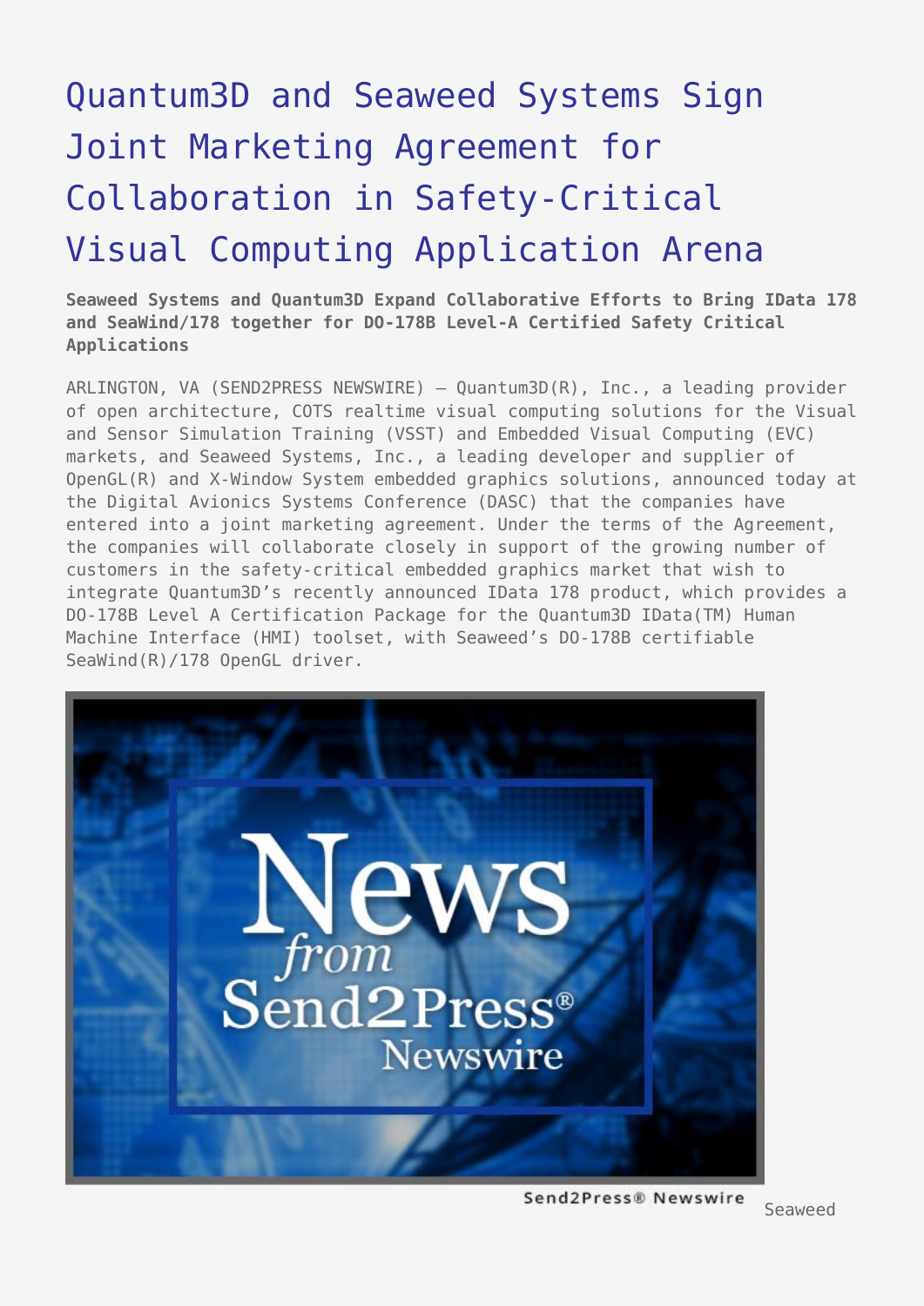# Quantum3D and Seaweed Systems Sign Joint Marketing Agreement for Collaboration in Safety-Critical Visual Computing Application Arena

**Seaweed Systems and Quantum3D Expand Collaborative Efforts to Bring IData 178 and SeaWind/178 together for DO-178B Level-A Certified Safety Critical Applications**

ARLINGTON, VA (SEND2PRESS NEWSWIRE) — Quantum3D(R), Inc., a leading provider of open architecture, COTS realtime visual computing solutions for the Visual and Sensor Simulation Training (VSST) and Embedded Visual Computing (EVC) markets, and Seaweed Systems, Inc., a leading developer and supplier of OpenGL(R) and X-Window System embedded graphics solutions, announced today at the Digital Avionics Systems Conference (DASC) that the companies have entered into a joint marketing agreement. Under the terms of the Agreement, the companies will collaborate closely in support of the growing number of customers in the safety-critical embedded graphics market that wish to integrate Quantum3D's recently announced IData 178 product, which provides a DO-178B Level A Certification Package for the Quantum3D IData(TM) Human Machine Interface (HMI) toolset, with Seaweed's DO-178B certifiable SeaWind(R)/178 OpenGL driver.

Seaweed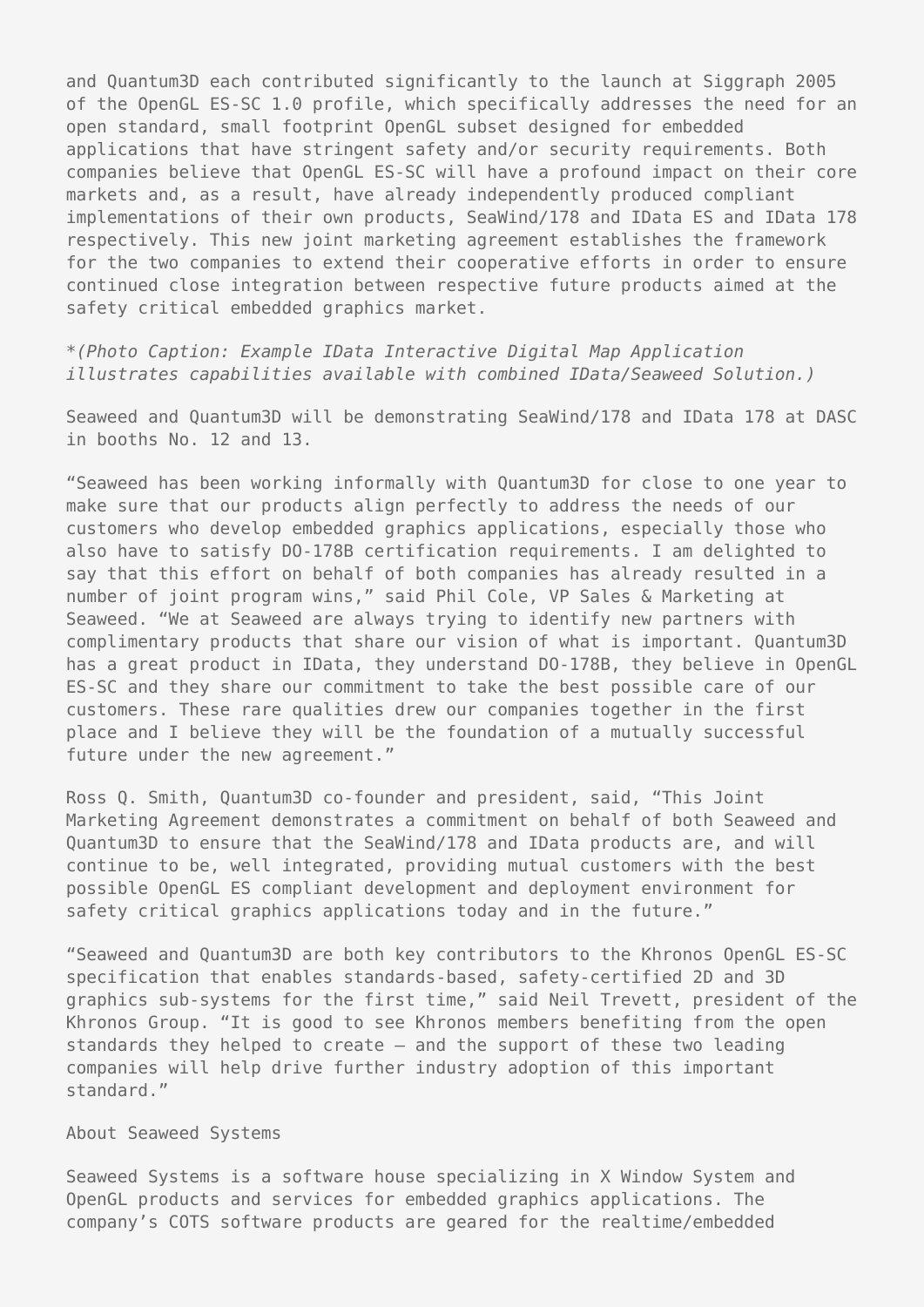and Quantum3D each contributed significantly to the launch at Siggraph 2005 of the OpenGL ES-SC 1.0 profile, which specifically addresses the need for an open standard, small footprint OpenGL subset designed for embedded applications that have stringent safety and/or security requirements. Both companies believe that OpenGL ES-SC will have a profound impact on their core markets and, as a result, have already independently produced compliant implementations of their own products, SeaWind/178 and IData ES and IData 178 respectively. This new joint marketing agreement establishes the framework for the two companies to extend their cooperative efforts in order to ensure continued close integration between respective future products aimed at the safety critical embedded graphics market.

**(Photo Caption: Example IData Interactive Digital Map Application illustrates capabilities available with combined IData/Seaweed Solution.)*

Seaweed and Quantum3D will be demonstrating SeaWind/178 and IData 178 at DASC in booths No. 12 and 13.

"Seaweed has been working informally with Quantum3D for close to one year to make sure that our products align perfectly to address the needs of our customers who develop embedded graphics applications, especially those who also have to satisfy DO-178B certification requirements. I am delighted to say that this effort on behalf of both companies has already resulted in a number of joint program wins," said Phil Cole, VP Sales & Marketing at Seaweed. "We at Seaweed are always trying to identify new partners with complimentary products that share our vision of what is important. Quantum3D has a great product in IData, they understand DO-178B, they believe in OpenGL ES-SC and they share our commitment to take the best possible care of our customers. These rare qualities drew our companies together in the first place and I believe they will be the foundation of a mutually successful future under the new agreement."

Ross Q. Smith, Quantum3D co-founder and president, said, "This Joint Marketing Agreement demonstrates a commitment on behalf of both Seaweed and Quantum3D to ensure that the SeaWind/178 and IData products are, and will continue to be, well integrated, providing mutual customers with the best possible OpenGL ES compliant development and deployment environment for safety critical graphics applications today and in the future."

"Seaweed and Quantum3D are both key contributors to the Khronos OpenGL ES-SC specification that enables standards-based, safety-certified 2D and 3D graphics sub-systems for the first time," said Neil Trevett, president of the Khronos Group. "It is good to see Khronos members benefiting from the open standards they helped to create – and the support of these two leading companies will help drive further industry adoption of this important standard."

About Seaweed Systems

Seaweed Systems is a software house specializing in X Window System and OpenGL products and services for embedded graphics applications. The company's COTS software products are geared for the realtime/embedded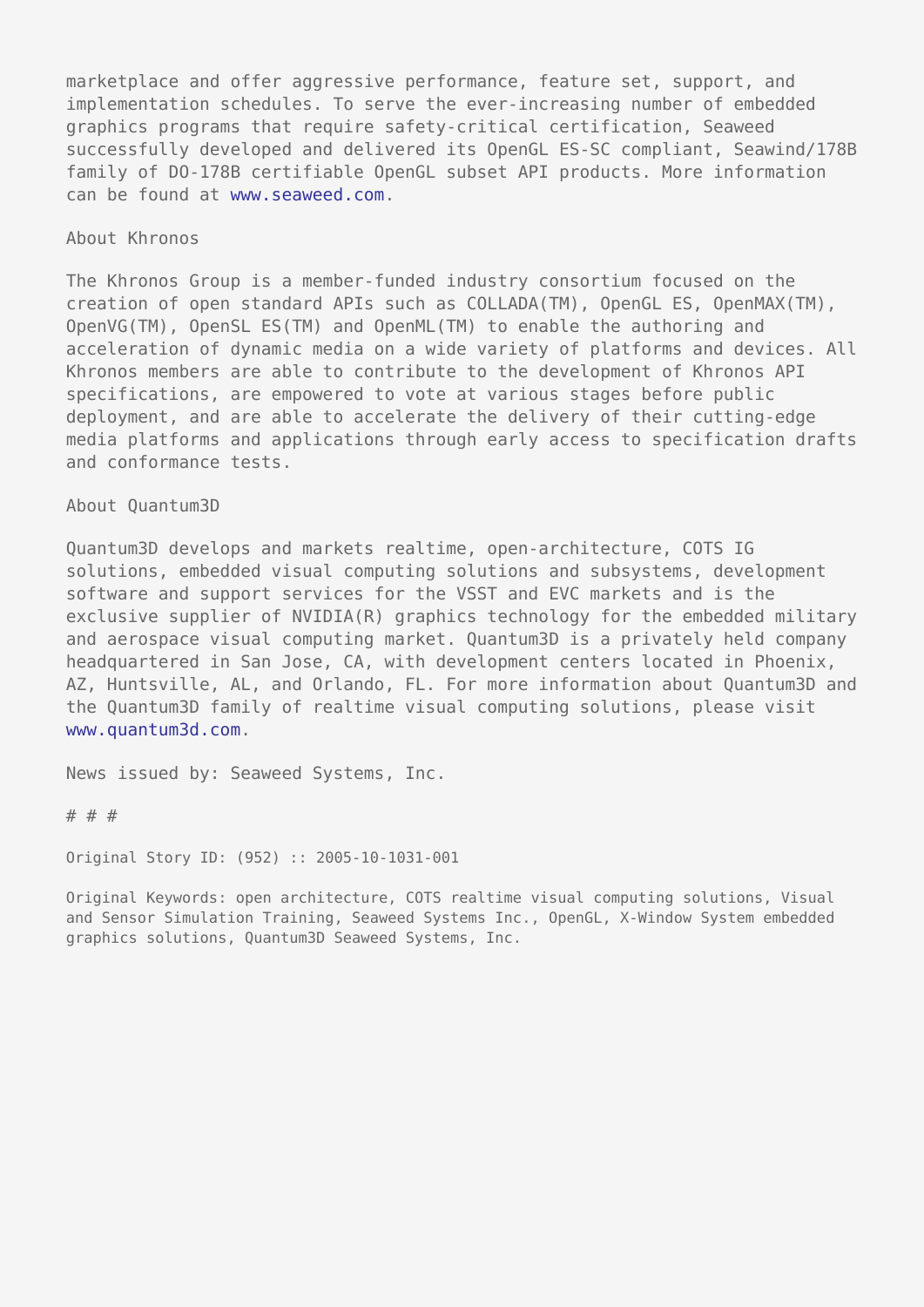marketplace and offer aggressive performance, feature set, support, and implementation schedules. To serve the ever-increasing number of embedded graphics programs that require safety-critical certification, Seaweed successfully developed and delivered its OpenGL ES-SC compliant, Seawind/178B family of DO-178B certifiable OpenGL subset API products. More information can be found at www.seaweed.com.

About Khronos

The Khronos Group is a member-funded industry consortium focused on the creation of open standard APIs such as COLLADA(TM), OpenGL ES, OpenMAX(TM), OpenVG(TM), OpenSL ES(TM) and OpenML(TM) to enable the authoring and acceleration of dynamic media on a wide variety of platforms and devices. All Khronos members are able to contribute to the development of Khronos API specifications, are empowered to vote at various stages before public deployment, and are able to accelerate the delivery of their cutting-edge media platforms and applications through early access to specification drafts and conformance tests.

About Quantum3D

Quantum3D develops and markets realtime, open-architecture, COTS IG solutions, embedded visual computing solutions and subsystems, development software and support services for the VSST and EVC markets and is the exclusive supplier of NVIDIA(R) graphics technology for the embedded military and aerospace visual computing market. Quantum3D is a privately held company headquartered in San Jose, CA, with development centers located in Phoenix, AZ, Huntsville, AL, and Orlando, FL. For more information about Quantum3D and the Quantum3D family of realtime visual computing solutions, please visit www.quantum3d.com.

News issued by: Seaweed Systems, Inc.

# # #

Original Story ID: (952) :: 2005-10-1031-001

Original Keywords: open architecture, COTS realtime visual computing solutions, Visual and Sensor Simulation Training, Seaweed Systems Inc., OpenGL, X-Window System embedded graphics solutions, Quantum3D Seaweed Systems, Inc.